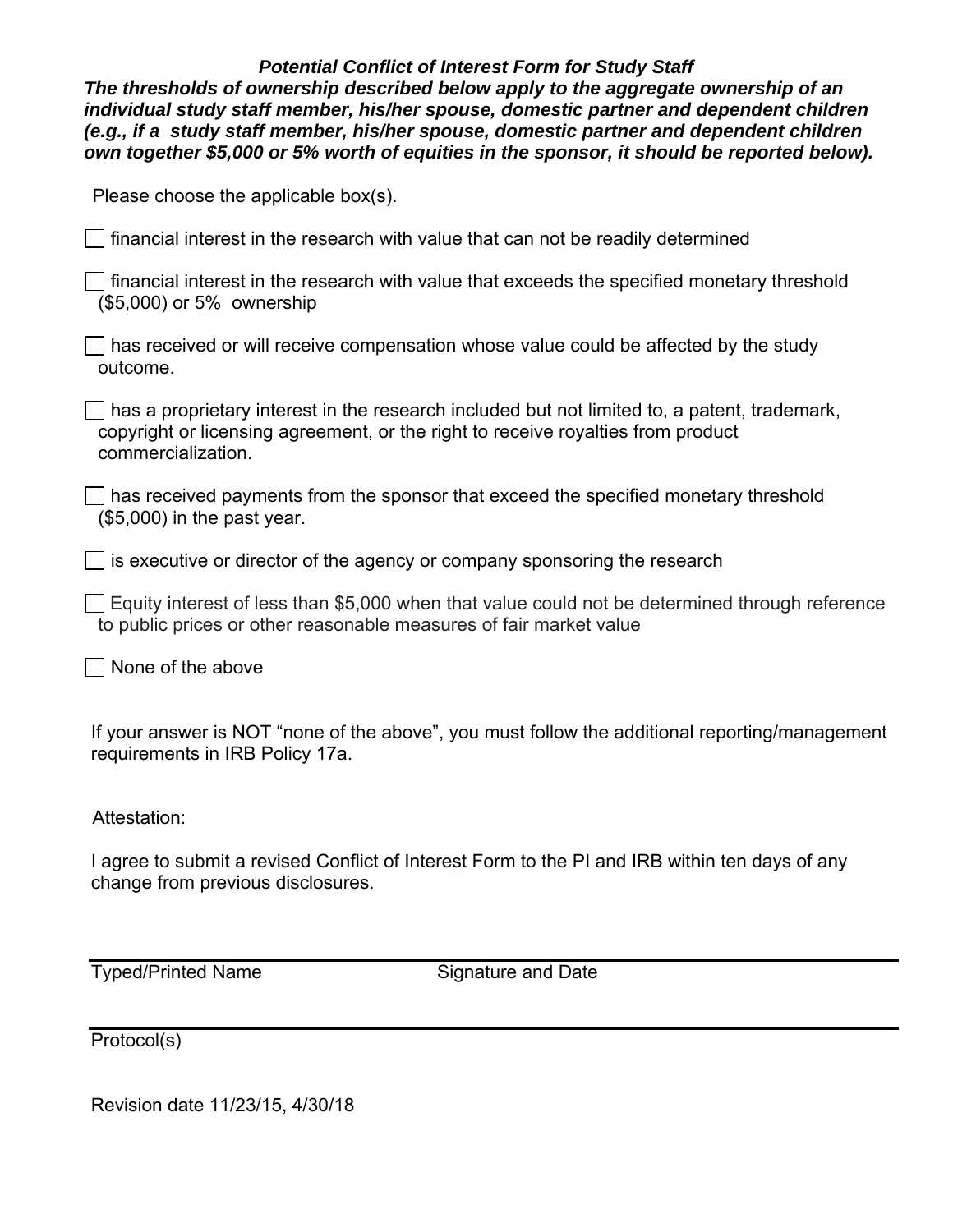***Potential Conflict of Interest Form for Study Staff***

***The thresholds of ownership described below apply to the aggregate ownership of an individual study staff member, his/her spouse, domestic partner and dependent children (e.g., if a study staff member, his/her spouse, domestic partner and dependent children own together $5,000 or 5% worth of equities in the sponsor, it should be reported below).***

Please choose the applicable box(s).

- [ ] financial interest in the research with value that can not be readily determined
- [ ] financial interest in the research with value that exceeds the specified monetary threshold ($5,000) or 5% ownership
- [ ] has received or will receive compensation whose value could be affected by the study outcome.
- [ ] has a proprietary interest in the research included but not limited to, a patent, trademark, copyright or licensing agreement, or the right to receive royalties from product commercialization.
- [ ] has received payments from the sponsor that exceed the specified monetary threshold ($5,000) in the past year.
- [ ] is executive or director of the agency or company sponsoring the research
- [ ] Equity interest of less than $5,000 when that value could not be determined through reference to public prices or other reasonable measures of fair market value
- [ ] None of the above

If your answer is NOT "none of the above", you must follow the additional reporting/management requirements in IRB Policy 17a.

Attestation:

I agree to submit a revised Conflict of Interest Form to the PI and IRB within ten days of any change from previous disclosures.

---

Typed/Printed Name Signature and Date

---

Protocol(s)

Revision date 11/23/15, 4/30/18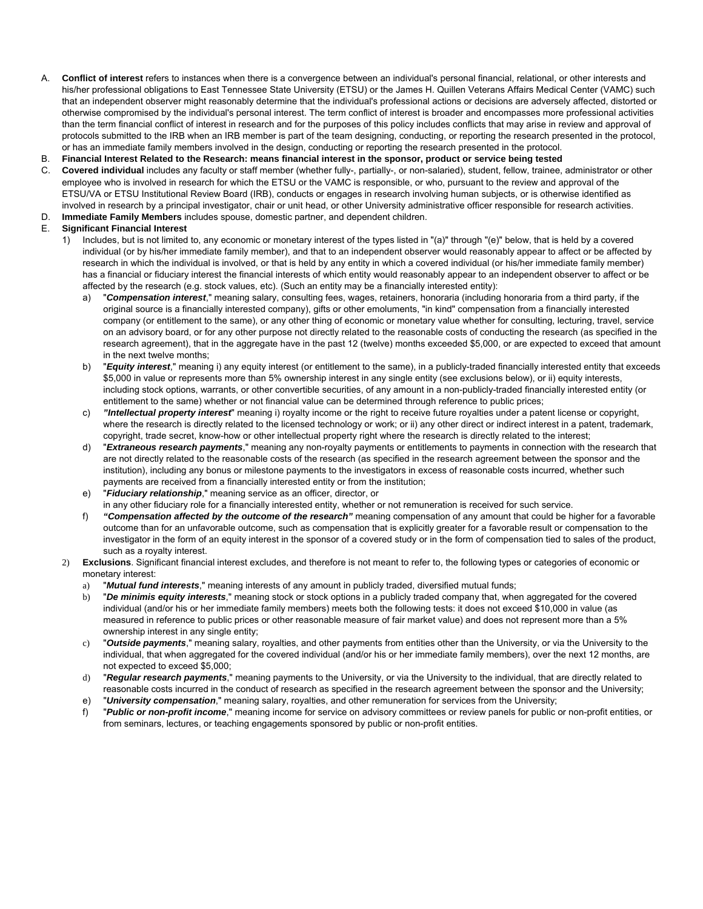A. **Conflict of interest** refers to instances when there is a convergence between an individual's personal financial, relational, or other interests and his/her professional obligations to East Tennessee State University (ETSU) or the James H. Quillen Veterans Affairs Medical Center (VAMC) such that an independent observer might reasonably determine that the individual's professional actions or decisions are adversely affected, distorted or otherwise compromised by the individual's personal interest. The term conflict of interest is broader and encompasses more professional activities than the term financial conflict of interest in research and for the purposes of this policy includes conflicts that may arise in review and approval of protocols submitted to the IRB when an IRB member is part of the team designing, conducting, or reporting the research presented in the protocol, or has an immediate family members involved in the design, conducting or reporting the research presented in the protocol.

B. **Financial Interest Related to the Research: means financial interest in the sponsor, product or service being tested**

C. **Covered individual** includes any faculty or staff member (whether fully-, partially-, or non-salaried), student, fellow, trainee, administrator or other employee who is involved in research for which the ETSU or the VAMC is responsible, or who, pursuant to the review and approval of the ETSU/VA or ETSU Institutional Review Board (IRB), conducts or engages in research involving human subjects, or is otherwise identified as involved in research by a principal investigator, chair or unit head, or other University administrative officer responsible for research activities.

D. **Immediate Family Members** includes spouse, domestic partner, and dependent children.

E. **Significant Financial Interest**

1) Includes, but is not limited to, any economic or monetary interest of the types listed in "(a)" through "(e)" below, that is held by a covered individual (or by his/her immediate family member), and that to an independent observer would reasonably appear to affect or be affected by research in which the individual is involved, or that is held by any entity in which a covered individual (or his/her immediate family member) has a financial or fiduciary interest the financial interests of which entity would reasonably appear to an independent observer to affect or be affected by the research (e.g. stock values, etc). (Such an entity may be a financially interested entity):

   a) "***Compensation interest***," meaning salary, consulting fees, wages, retainers, honoraria (including honoraria from a third party, if the original source is a financially interested company), gifts or other emoluments, "in kind" compensation from a financially interested company (or entitlement to the same), or any other thing of economic or monetary value whether for consulting, lecturing, travel, service on an advisory board, or for any other purpose not directly related to the reasonable costs of conducting the research (as specified in the research agreement), that in the aggregate have in the past 12 (twelve) months exceeded $5,000, or are expected to exceed that amount in the next twelve months;

   b) "***Equity interest***," meaning i) any equity interest (or entitlement to the same), in a publicly-traded financially interested entity that exceeds $5,000 in value or represents more than 5% ownership interest in any single entity (see exclusions below), or ii) equity interests, including stock options, warrants, or other convertible securities, of any amount in a non-publicly-traded financially interested entity (or entitlement to the same) whether or not financial value can be determined through reference to public prices;

   c) ***"Intellectual property interest***" meaning i) royalty income or the right to receive future royalties under a patent license or copyright, where the research is directly related to the licensed technology or work; or ii) any other direct or indirect interest in a patent, trademark, copyright, trade secret, know-how or other intellectual property right where the research is directly related to the interest;

   d) "***Extraneous research payments***," meaning any non-royalty payments or entitlements to payments in connection with the research that are not directly related to the reasonable costs of the research (as specified in the research agreement between the sponsor and the institution), including any bonus or milestone payments to the investigators in excess of reasonable costs incurred, whether such payments are received from a financially interested entity or from the institution;

   e) "***Fiduciary relationship***," meaning service as an officer, director, or
   in any other fiduciary role for a financially interested entity, whether or not remuneration is received for such service.

   f) ***"Compensation affected by the outcome of the research"*** meaning compensation of any amount that could be higher for a favorable outcome than for an unfavorable outcome, such as compensation that is explicitly greater for a favorable result or compensation to the investigator in the form of an equity interest in the sponsor of a covered study or in the form of compensation tied to sales of the product, such as a royalty interest.

2) **Exclusions**. Significant financial interest excludes, and therefore is not meant to refer to, the following types or categories of economic or monetary interest:

   a) "***Mutual fund interests***," meaning interests of any amount in publicly traded, diversified mutual funds;

   b) "***De minimis equity interests***," meaning stock or stock options in a publicly traded company that, when aggregated for the covered individual (and/or his or her immediate family members) meets both the following tests: it does not exceed $10,000 in value (as measured in reference to public prices or other reasonable measure of fair market value) and does not represent more than a 5% ownership interest in any single entity;

   c) "***Outside payments***," meaning salary, royalties, and other payments from entities other than the University, or via the University to the individual, that when aggregated for the covered individual (and/or his or her immediate family members), over the next 12 months, are not expected to exceed $5,000;

   d) "***Regular research payments***," meaning payments to the University, or via the University to the individual, that are directly related to reasonable costs incurred in the conduct of research as specified in the research agreement between the sponsor and the University;

   e) "***University compensation***," meaning salary, royalties, and other remuneration for services from the University;

   f) "***Public or non-profit income***," meaning income for service on advisory committees or review panels for public or non-profit entities, or from seminars, lectures, or teaching engagements sponsored by public or non-profit entities.